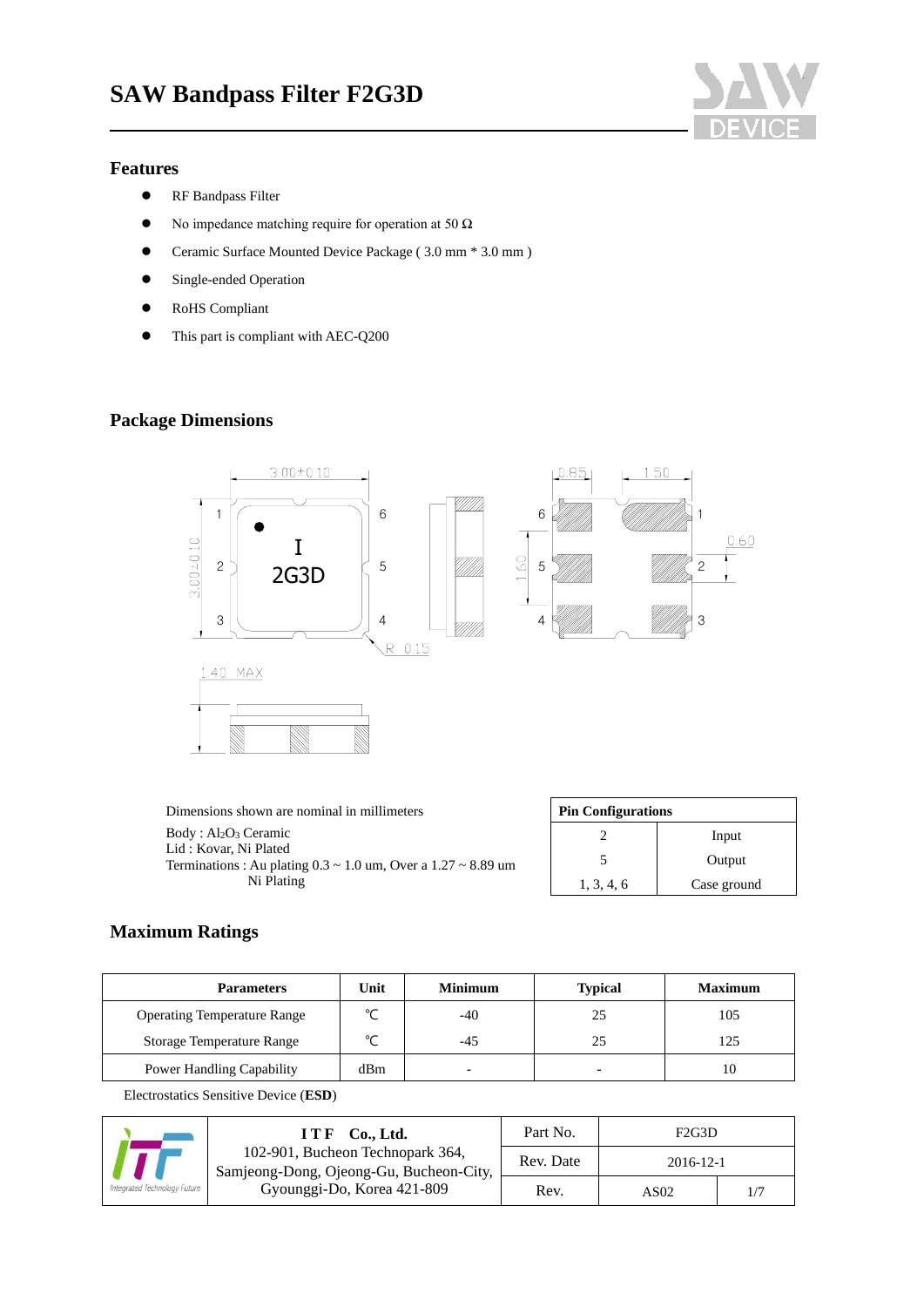# SAW Bandpass Filter F2G3D

## Features

- RF Bandpass Filter
- No impedance matching require for operation at 50 Ω
- Ceramic Surface Mounted Device Package ( 3.0 mm * 3.0 mm )
- Single-ended Operation
- RoHS Compliant
- This part is compliant with AEC-Q200

## Package Dimensions

3.00±0.10
3.00±0.10
1 2 3 6 5 4
I
2G3D
R 0.15
0.85 1.50
0.60
1.60
6 5 4 1 2 3
1.40 MAX

Dimensions shown are nominal in millimeters

Body : $Al_2O_3$ Ceramic
Lid : Kovar, Ni Plated
Terminations : Au plating 0.3 ~ 1.0 um, Over a 1.27 ~ 8.89 um Ni Plating

| Pin Configurations | |
|---|---|
| 2 | Input |
| 5 | Output |
| 1, 3, 4, 6 | Case ground |

## Maximum Ratings

| Parameters | Unit | Minimum | Typical | Maximum |
|---|---|---|---|---|
| Operating Temperature Range | ℃ | -40 | 25 | 105 |
| Storage Temperature Range | ℃ | -45 | 25 | 125 |
| Power Handling Capability | dBm | - | - | 10 |

Electrostatics Sensitive Device (**ESD**)

| | | | | |
|---|---|---|---|---|
| Integrated Technology Future | **I T F Co., Ltd.** 102-901, Bucheon Technopark 364, Samjeong-Dong, Ojeong-Gu, Bucheon-City, Gyounggi-Do, Korea 421-809 | Part No. | F2G3D | |
| | | Rev. Date | 2016-12-1 | |
| | | Rev. | AS02 | 1/7 |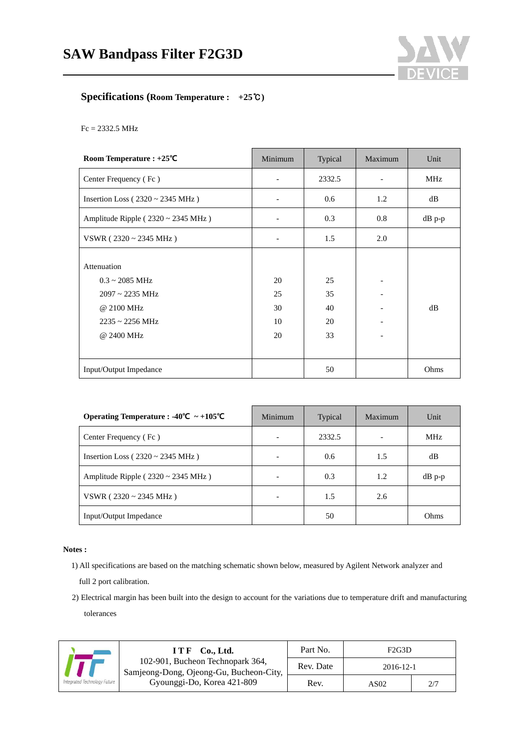# SAW Bandpass Filter F2G3D

## Specifications (Room Temperature : +25℃)

Fc = 2332.5 MHz

| Room Temperature : +25℃ | Minimum | Typical | Maximum | Unit |
|---|---|---|---|---|
| Center Frequency ( Fc ) | - | 2332.5 | - | MHz |
| Insertion Loss ( 2320 ~ 2345 MHz ) | - | 0.6 | 1.2 | dB |
| Amplitude Ripple ( 2320 ~ 2345 MHz ) | - | 0.3 | 0.8 | dB p-p |
| VSWR ( 2320 ~ 2345 MHz ) | - | 1.5 | 2.0 | |
| Attenuation | | | | dB |
| 0.3 ~ 2085 MHz | 20 | 25 | - | dB |
| 2097 ~ 2235 MHz | 25 | 35 | - | dB |
| @ 2100 MHz | 30 | 40 | - | dB |
| 2235 ~ 2256 MHz | 10 | 20 | - | dB |
| @ 2400 MHz | 20 | 33 | - | dB |
| Input/Output Impedance | | 50 | | Ohms |

| Operating Temperature : -40℃ ~ +105℃ | Minimum | Typical | Maximum | Unit |
|---|---|---|---|---|
| Center Frequency ( Fc ) | - | 2332.5 | - | MHz |
| Insertion Loss ( 2320 ~ 2345 MHz ) | - | 0.6 | 1.5 | dB |
| Amplitude Ripple ( 2320 ~ 2345 MHz ) | - | 0.3 | 1.2 | dB p-p |
| VSWR ( 2320 ~ 2345 MHz ) | - | 1.5 | 2.6 | |
| Input/Output Impedance | | 50 | | Ohms |

**Notes :**

1) All specifications are based on the matching schematic shown below, measured by Agilent Network analyzer and full 2 port calibration.

2) Electrical margin has been built into the design to account for the variations due to temperature drift and manufacturing tolerances

| | | | | |
|---|---|---|---|---|
| ITF Integrated Technology Future | **I T F Co., Ltd.** 102-901, Bucheon Technopark 364, Samjeong-Dong, Ojeong-Gu, Bucheon-City, Gyounggi-Do, Korea 421-809 | Part No. | F2G3D | |
| | | Rev. Date | 2016-12-1 | |
| | | Rev. | AS02 | 2/7 |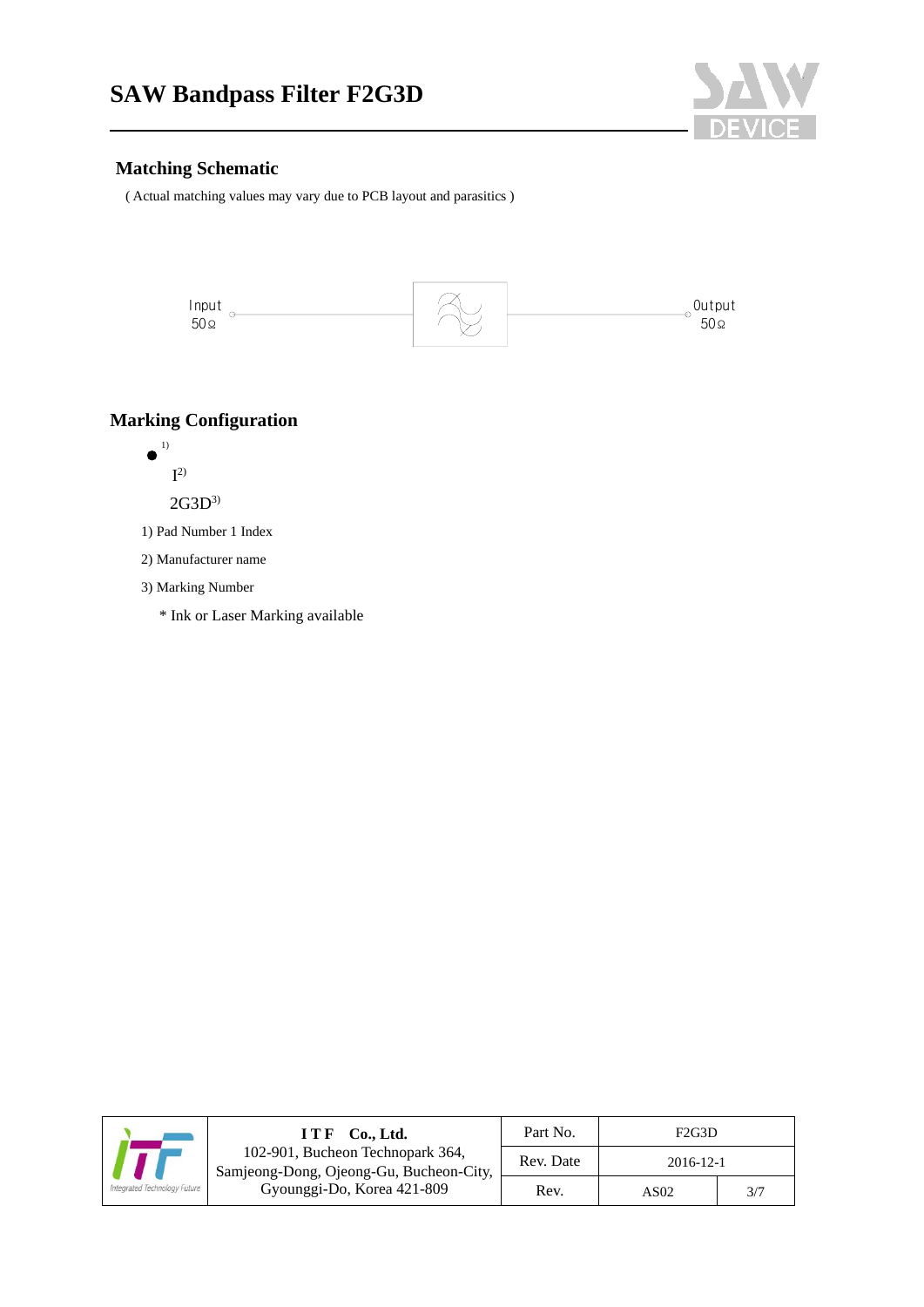## Matching Schematic

( Actual matching values may vary due to PCB layout and parasitics )

Input
50Ω

Output
50Ω

## Marking Configuration

● [1)]

I[2)]

2G3D[3)]

1) Pad Number 1 Index

2) Manufacturer name

3) Marking Number

\* Ink or Laser Marking available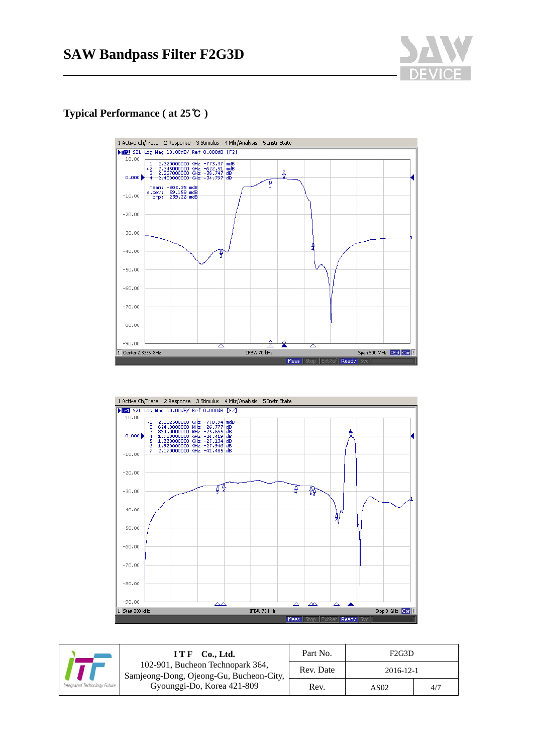# SAW Bandpass Filter F2G3D

## Typical Performance ( at 25℃ )

```
1 Active Ch/Trace   2 Response   3 Stimulus   4 Mkr/Analysis   5 Instr State
Tr1 S21 Log Mag 10.00dB/ Ref 0.000dB [F2]
   1   2.320000000 GHz  -773.37 mdB
  >2   2.345000000 GHz  -622.51 mdB
   3   2.227000000 GHz  -38.747 dB
   4   2.400000000 GHz  -34.797 dB

   mean:  -602.35 mdB
   s.dev:  59.159 mdB
   p-p:   239.26 mdB
1 Center 2.3325 GHz          IFBW 70 kHz          Span 500 MHz
```

```
1 Active Ch/Trace   2 Response   3 Stimulus   4 Mkr/Analysis   5 Instr State
Tr1 S21 Log Mag 10.00dB/ Ref 0.000dB [F2]
  >1   2.332500000 GHz  -770.94 mdB
   2   824.0000000 MHz  -26.777 dB
   3   894.0000000 MHz  -25.655 dB
   4   1.710000000 GHz  -26.419 dB
   5   1.880000000 GHz  -27.134 dB
   6   1.920000000 GHz  -27.946 dB
   7   2.170000000 GHz  -41.485 dB
1 Start 300 kHz          IFBW 70 kHz          Stop 3 GHz
```

| ITF Co., Ltd.<br>102-901, Bucheon Technopark 364,<br>Samjeong-Dong, Ojeong-Gu, Bucheon-City,<br>Gyounggi-Do, Korea 421-809 | Part No. | F2G3D | |
|---|---|---|---|
| | Rev. Date | 2016-12-1 | |
| | Rev. | AS02 | 4/7 |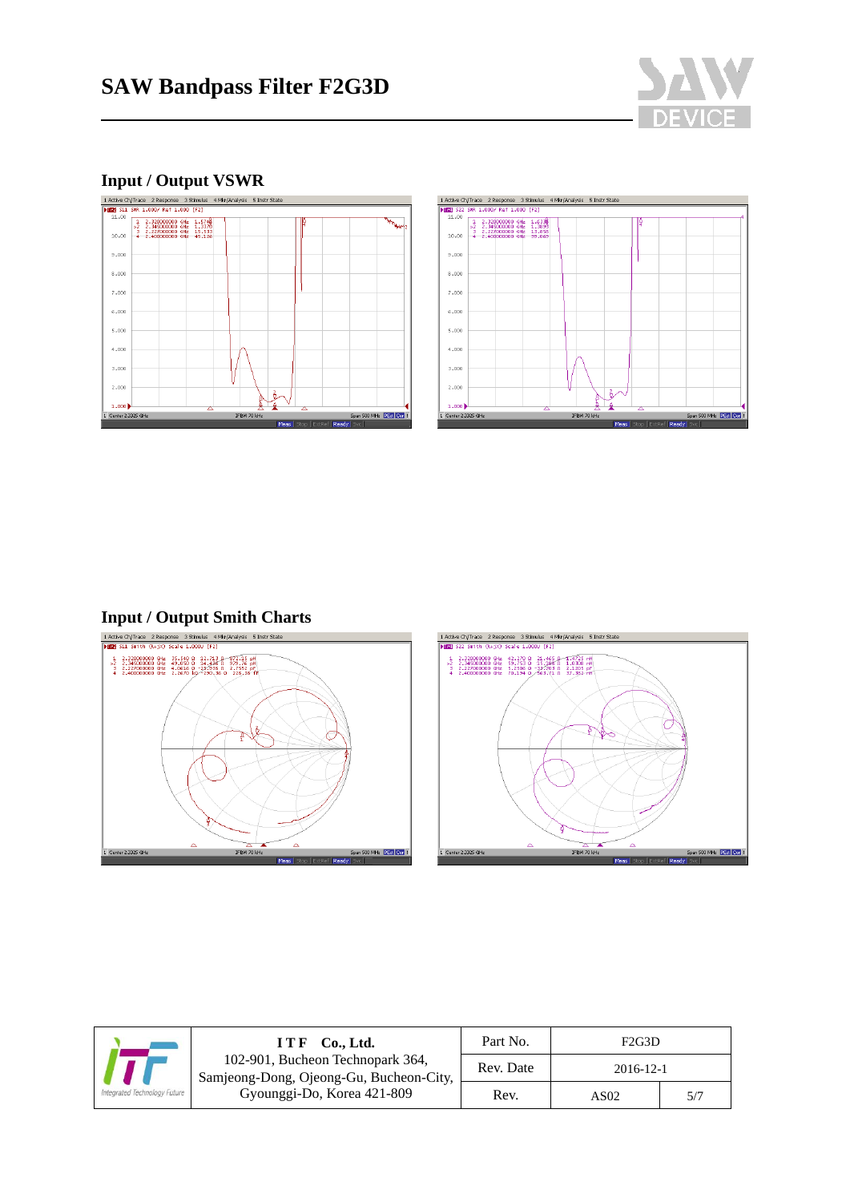## Input / Output VSWR

1 Active Ch/Trace 2 Response 3 Stimulus 4 Mkr/Analysis 5 Instr State

Tr1 S11 SWR 1.000/ Ref 1.000 [F2]

1 2.320000000 GHz 1.5748
>2 2.345000000 GHz 1.3370
3 2.227000000 GHz 15.533
4 2.400000000 GHz 45.138

11.00
10.00
9.000
8.000
7.000
6.000
5.000
4.000
3.000
2.000
1.000

1 Center 2.3325 GHz IFBW 70 kHz Span 500 MHz

1 Active Ch/Trace 2 Response 3 Stimulus 4 Mkr/Analysis 5 Instr State

Tr1 S22 SWR 1.000/ Ref 1.000 [F2]

1 2.320000000 GHz 1.6378
>2 2.345000000 GHz 1.3895
3 2.227000000 GHz 13.856
4 2.400000000 GHz 98.065

11.00
10.00
9.000
8.000
7.000
6.000
5.000
4.000
3.000
2.000
1.000

1 Center 2.3325 GHz IFBW 70 kHz Span 500 MHz

## Input / Output Smith Charts

1 Active Ch/Trace 2 Response 3 Stimulus 4 Mkr/Analysis 5 Instr State

Tr1 S11 Smith (R+jX) Scale 1.000U [F2]

1 2.320000000 GHz 35.540 Ω 11.713 Ω 872.23 pH
>2 2.345000000 GHz 49.050 Ω 14.436 Ω 979.76 pH
3 2.227000000 GHz 4.0616 Ω -23.926 Ω 2.7952 pF
4 2.400000000 GHz 2.2670 kΩ -290.36 Ω 228.38 fF

1 Center 2.3325 GHz IFBW 70 kHz Span 500 MHz

1 Active Ch/Trace 2 Response 3 Stimulus 4 Mkr/Analysis 5 Instr State

Tr1 S22 Smith (R+jX) Scale 1.000U [F2]

1 2.320000000 GHz 42.270 Ω 21.465 Ω 1.4725 nH
>2 2.345000000 GHz 59.753 Ω 15.288 Ω 1.0308 nH
3 2.227000000 GHz 5.2506 Ω -32.703 Ω 2.1853 pF
4 2.400000000 GHz 70.194 Ω -563.71 Ω 57.382 fF

1 Center 2.3325 GHz IFBW 70 kHz Span 500 MHz

| | ITF Co., Ltd. 102-901, Bucheon Technopark 364, Samjeong-Dong, Ojeong-Gu, Bucheon-City, Gyounggi-Do, Korea 421-809 | Part No. | F2G3D | |
|---|---|---|---|---|
| | | Rev. Date | 2016-12-1 | |
| | | Rev. | AS02 | 5/7 |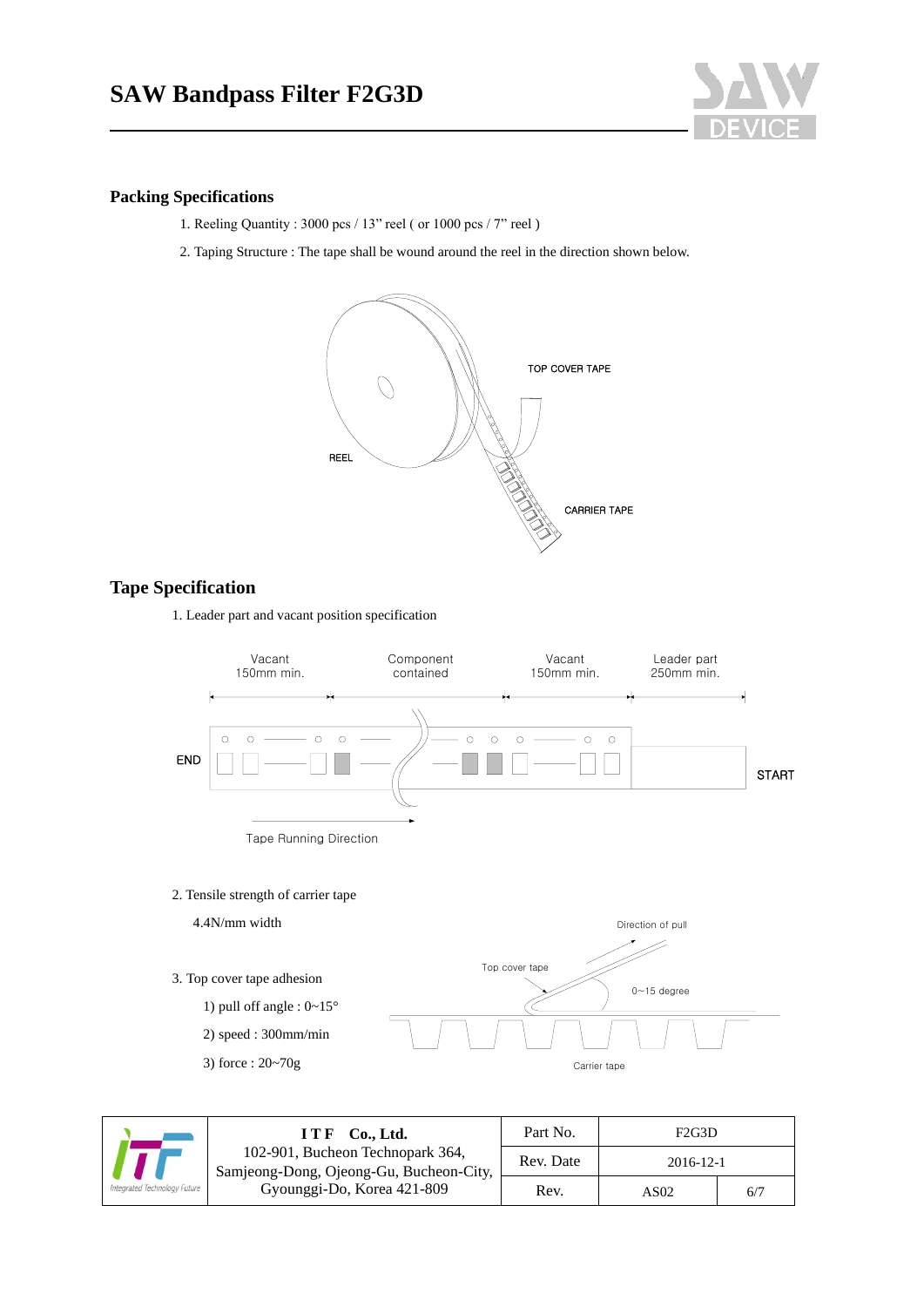## Packing Specifications

1. Reeling Quantity : 3000 pcs / 13" reel ( or 1000 pcs / 7" reel )
2. Taping Structure : The tape shall be wound around the reel in the direction shown below.

TOP COVER TAPE

REEL

CARRIER TAPE

## Tape Specification

1. Leader part and vacant position specification

Vacant 150mm min.

Component contained

Vacant 150mm min.

Leader part 250mm min.

END

START

Tape Running Direction

2. Tensile strength of carrier tape

   4.4N/mm width

3. Top cover tape adhesion

   1) pull off angle : 0~15°

   2) speed : 300mm/min

   3) force : 20~70g

Direction of pull

Top cover tape

0~15 degree

Carrier tape

| | | | | |
|---|---|---|---|---|
| | **I T F Co., Ltd.** 102-901, Bucheon Technopark 364, Samjeong-Dong, Ojeong-Gu, Bucheon-City, Gyounggi-Do, Korea 421-809 | Part No. | F2G3D | |
| | | Rev. Date | 2016-12-1 | |
| | | Rev. | AS02 | 6/7 |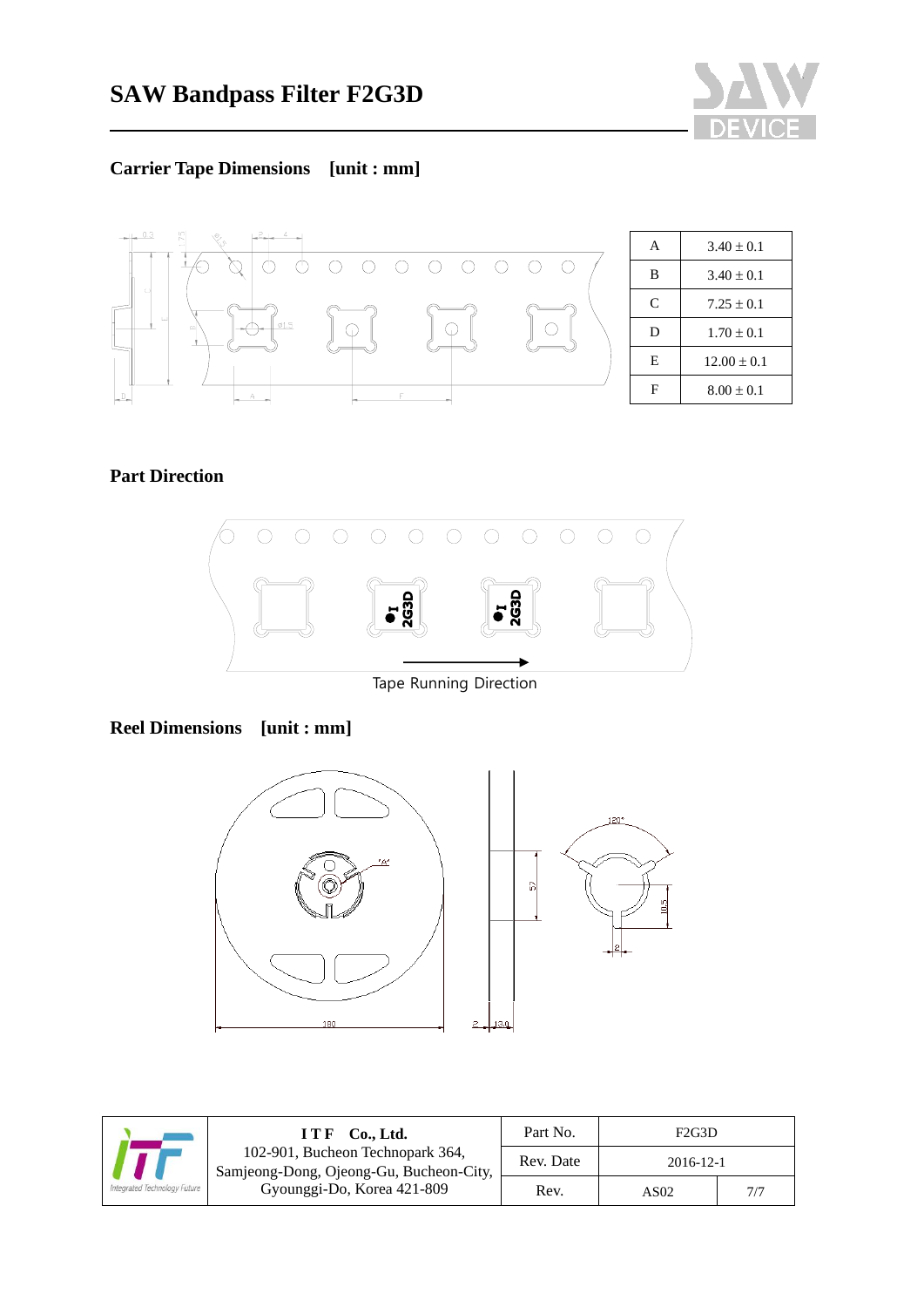# SAW Bandpass Filter F2G3D

## Carrier Tape Dimensions [unit : mm]

| | |
|---|---|
| A | 3.40 ± 0.1 |
| B | 3.40 ± 0.1 |
| C | 7.25 ± 0.1 |
| D | 1.70 ± 0.1 |
| E | 12.00 ± 0.1 |
| F | 8.00 ± 0.1 |

## Part Direction

Tape Running Direction

## Reel Dimensions [unit : mm]

| | ITF Co., Ltd. 102-901, Bucheon Technopark 364, Samjeong-Dong, Ojeong-Gu, Bucheon-City, Gyounggi-Do, Korea 421-809 | Part No. | F2G3D | |
|---|---|---|---|---|
| | | Rev. Date | 2016-12-1 | |
| | | Rev. | AS02 | 7/7 |